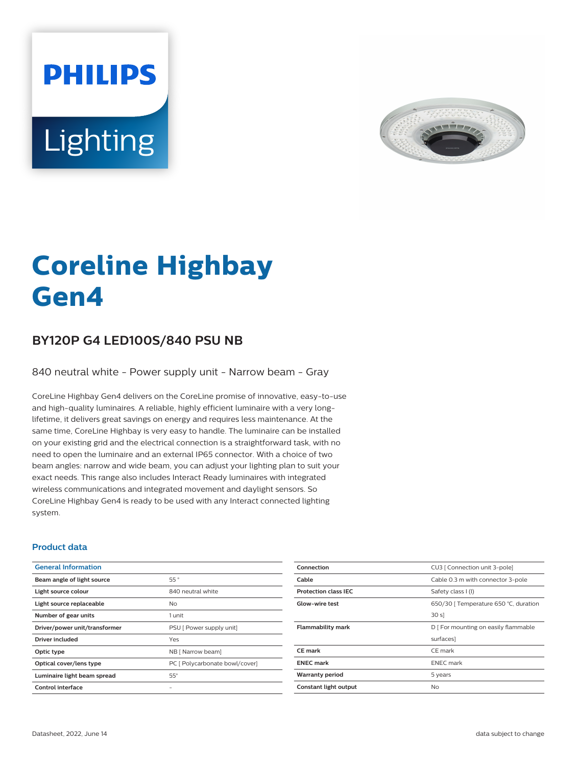PHILIPS

Lighting

# Coreline Highbay Gen4

## BY120P G4 LED100S/840 PSU NB

840 neutral white - Power supply unit - Narrow beam - Gray

CoreLine Highbay Gen4 delivers on the CoreLine promise of innovative, easy-to-use and high-quality luminaires. A reliable, highly efficient luminaire with a very long-lifetime, it delivers great savings on energy and requires less maintenance. At the same time, CoreLine Highbay is very easy to handle. The luminaire can be installed on your existing grid and the electrical connection is a straightforward task, with no need to open the luminaire and an external IP65 connector. With a choice of two beam angles: narrow and wide beam, you can adjust your lighting plan to suit your exact needs. This range also includes Interact Ready luminaires with integrated wireless communications and integrated movement and daylight sensors. So CoreLine Highbay Gen4 is ready to be used with any Interact connected lighting system.

### Product data

| General Information | |
|---|---|
| Beam angle of light source | 55 ° |
| Light source colour | 840 neutral white |
| Light source replaceable | No |
| Number of gear units | 1 unit |
| Driver/power unit/transformer | PSU [ Power supply unit] |
| Driver included | Yes |
| Optic type | NB [ Narrow beam] |
| Optical cover/lens type | PC [ Polycarbonate bowl/cover] |
| Luminaire light beam spread | 55° |
| Control interface | - |

| | |
|---|---|
| Connection | CU3 [ Connection unit 3-pole] |
| Cable | Cable 0.3 m with connector 3-pole |
| Protection class IEC | Safety class I (I) |
| Glow-wire test | 650/30 [ Temperature 650 °C, duration 30 s] |
| Flammability mark | D [ For mounting on easily flammable surfaces] |
| CE mark | CE mark |
| ENEC mark | ENEC mark |
| Warranty period | 5 years |
| Constant light output | No |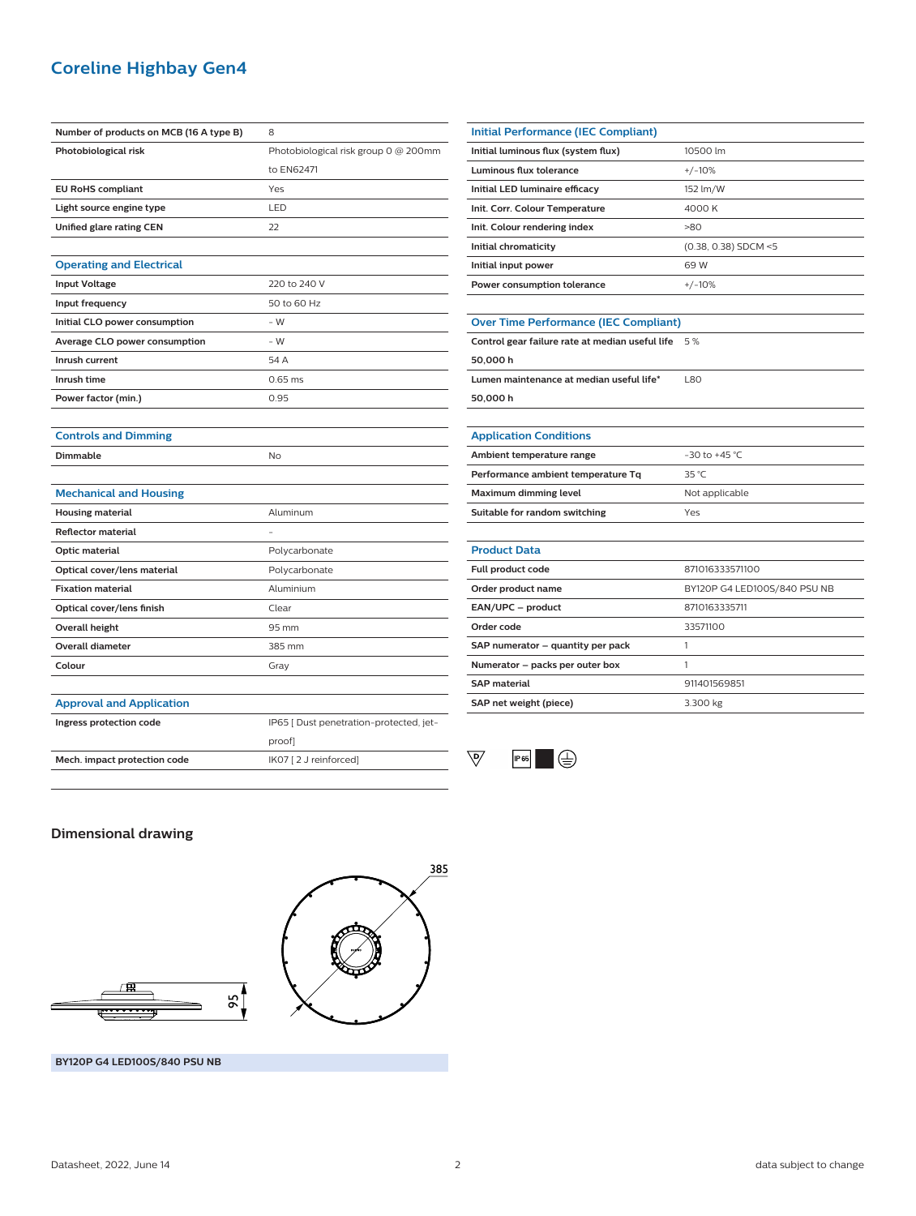# Coreline Highbay Gen4

| | |
|---|---|
| **Number of products on MCB (16 A type B)** | 8 |
| **Photobiological risk** | Photobiological risk group 0 @ 200mm to EN62471 |
| **EU RoHS compliant** | Yes |
| **Light source engine type** | LED |
| **Unified glare rating CEN** | 22 |

| Operating and Electrical | |
|---|---|
| **Input Voltage** | 220 to 240 V |
| **Input frequency** | 50 to 60 Hz |
| **Initial CLO power consumption** | - W |
| **Average CLO power consumption** | - W |
| **Inrush current** | 54 A |
| **Inrush time** | 0.65 ms |
| **Power factor (min.)** | 0.95 |

| Controls and Dimming | |
|---|---|
| **Dimmable** | No |

| Mechanical and Housing | |
|---|---|
| **Housing material** | Aluminum |
| **Reflector material** | - |
| **Optic material** | Polycarbonate |
| **Optical cover/lens material** | Polycarbonate |
| **Fixation material** | Aluminium |
| **Optical cover/lens finish** | Clear |
| **Overall height** | 95 mm |
| **Overall diameter** | 385 mm |
| **Colour** | Gray |

| Approval and Application | |
|---|---|
| **Ingress protection code** | IP65 [ Dust penetration-protected, jet-proof] |
| **Mech. impact protection code** | IK07 [ 2 J reinforced] |

| Initial Performance (IEC Compliant) | |
|---|---|
| **Initial luminous flux (system flux)** | 10500 lm |
| **Luminous flux tolerance** | +/-10% |
| **Initial LED luminaire efficacy** | 152 lm/W |
| **Init. Corr. Colour Temperature** | 4000 K |
| **Init. Colour rendering index** | >80 |
| **Initial chromaticity** | (0.38, 0.38) SDCM <5 |
| **Initial input power** | 69 W |
| **Power consumption tolerance** | +/-10% |

| Over Time Performance (IEC Compliant) | |
|---|---|
| **Control gear failure rate at median useful life 50,000 h** | 5 % |
| **Lumen maintenance at median useful life* 50,000 h** | L80 |

| Application Conditions | |
|---|---|
| **Ambient temperature range** | -30 to +45 °C |
| **Performance ambient temperature Tq** | 35 °C |
| **Maximum dimming level** | Not applicable |
| **Suitable for random switching** | Yes |

| Product Data | |
|---|---|
| **Full product code** | 871016333571100 |
| **Order product name** | BY120P G4 LED100S/840 PSU NB |
| **EAN/UPC – product** | 8710163335711 |
| **Order code** | 33571100 |
| **SAP numerator – quantity per pack** | 1 |
| **Numerator – packs per outer box** | 1 |
| **SAP material** | 911401569851 |
| **SAP net weight (piece)** | 3.300 kg |

## Dimensional drawing

385

95

**BY120P G4 LED100S/840 PSU NB**

Datasheet, 2022, June 14

data subject to change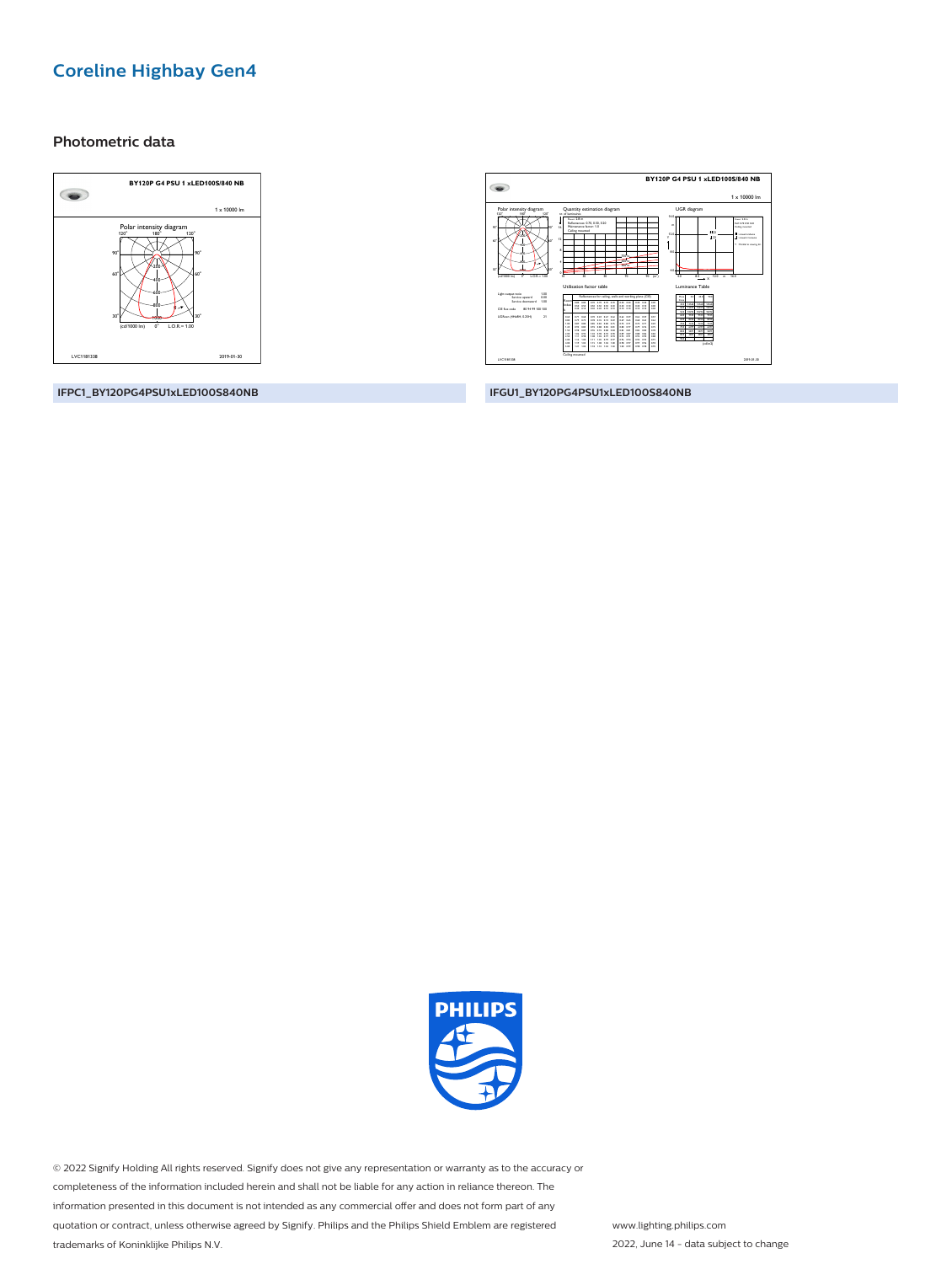## Coreline Highbay Gen4

### Photometric data

BY120P G4 PSU 1 xLED100S/840 NB

1 x 10000 lm

Polar intensity diagram

120° 180° 120°

90° 90°

60° 60°

30° 30°

200

400

600

800

1000

(cd/1000 lm) 0° L.O.R.= 1.00

LVC1181338 2019-01-30

IFPC1_BY120PG4PSU1xLED100S840NB

BY120P G4 PSU 1 xLED100S/840 NB

1 x 10000 lm

Polar intensity diagram

Quantity estimation diagram

UGR diagram

Utilisation factor table

Luminance Table

Ceiling mounted

LVC1181338 2019-01-30

IFGU1_BY120PG4PSU1xLED100S840NB

© 2022 Signify Holding All rights reserved. Signify does not give any representation or warranty as to the accuracy or completeness of the information included herein and shall not be liable for any action in reliance thereon. The information presented in this document is not intended as any commercial offer and does not form part of any quotation or contract, unless otherwise agreed by Signify. Philips and the Philips Shield Emblem are registered trademarks of Koninklijke Philips N.V.

www.lighting.philips.com

2022, June 14 - data subject to change